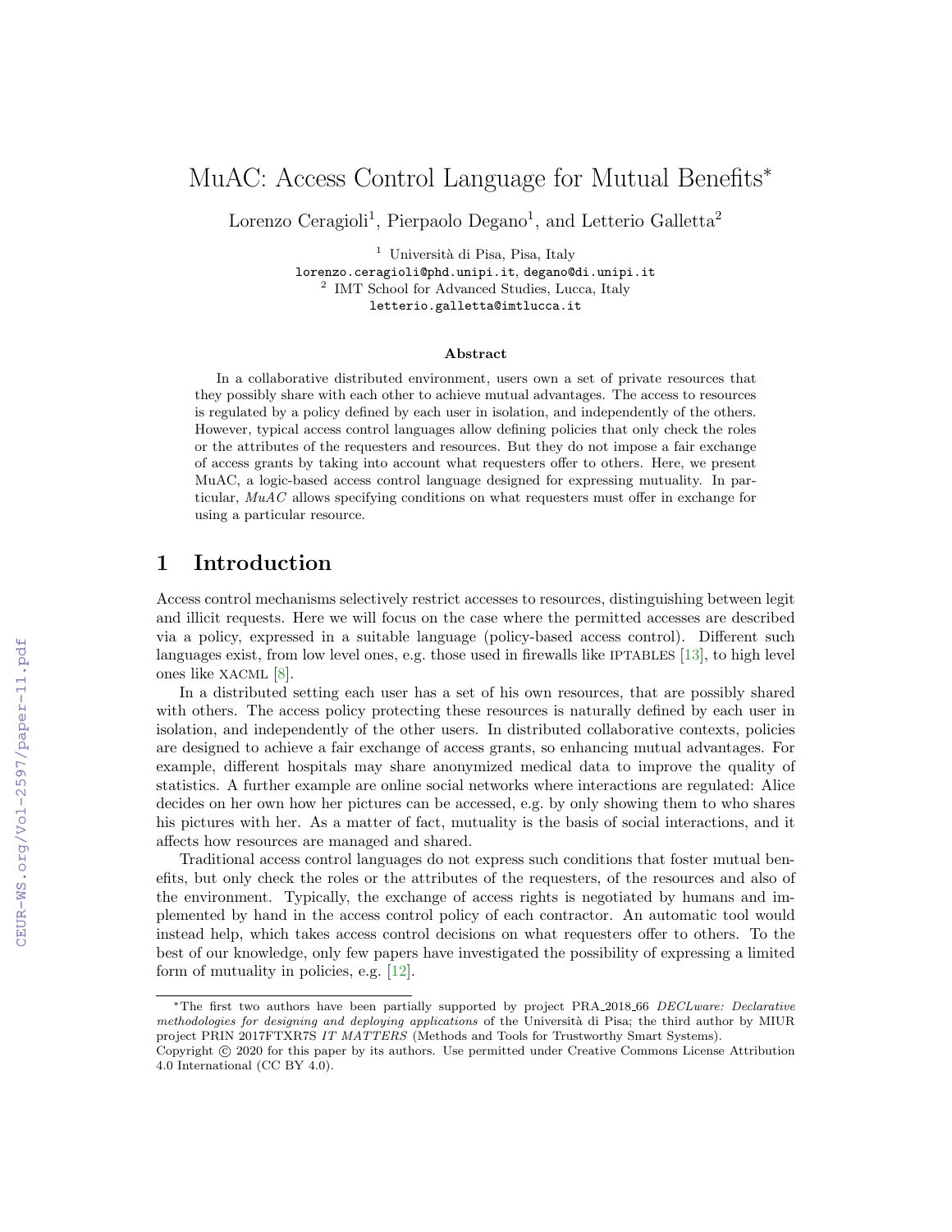# MuAC: Access Control Language for Mutual Benefits*

Lorenzo Ceragioli[1], Pierpaolo Degano[1], and Letterio Galletta[2]

[1] Università di Pisa, Pisa, Italy
lorenzo.ceragioli@phd.unipi.it, degano@di.unipi.it
[2] IMT School for Advanced Studies, Lucca, Italy
letterio.galletta@imtlucca.it

### Abstract

In a collaborative distributed environment, users own a set of private resources that they possibly share with each other to achieve mutual advantages. The access to resources is regulated by a policy defined by each user in isolation, and independently of the others. However, typical access control languages allow defining policies that only check the roles or the attributes of the requesters and resources. But they do not impose a fair exchange of access grants by taking into account what requesters offer to others. Here, we present MuAC, a logic-based access control language designed for expressing mutuality. In particular, *MuAC* allows specifying conditions on what requesters must offer in exchange for using a particular resource.

## 1 Introduction

Access control mechanisms selectively restrict accesses to resources, distinguishing between legit and illicit requests. Here we will focus on the case where the permitted accesses are described via a policy, expressed in a suitable language (policy-based access control). Different such languages exist, from low level ones, e.g. those used in firewalls like IPTABLES [13], to high level ones like XACML [8].

In a distributed setting each user has a set of his own resources, that are possibly shared with others. The access policy protecting these resources is naturally defined by each user in isolation, and independently of the other users. In distributed collaborative contexts, policies are designed to achieve a fair exchange of access grants, so enhancing mutual advantages. For example, different hospitals may share anonymized medical data to improve the quality of statistics. A further example are online social networks where interactions are regulated: Alice decides on her own how her pictures can be accessed, e.g. by only showing them to who shares his pictures with her. As a matter of fact, mutuality is the basis of social interactions, and it affects how resources are managed and shared.

Traditional access control languages do not express such conditions that foster mutual benefits, but only check the roles or the attributes of the requesters, of the resources and also of the environment. Typically, the exchange of access rights is negotiated by humans and implemented by hand in the access control policy of each contractor. An automatic tool would instead help, which takes access control decisions on what requesters offer to others. To the best of our knowledge, only few papers have investigated the possibility of expressing a limited form of mutuality in policies, e.g. [12].

---

*The first two authors have been partially supported by project PRA_2018_66 *DECLware: Declarative methodologies for designing and deploying applications* of the Università di Pisa; the third author by MIUR project PRIN 2017FTXR7S *IT MATTERS* (Methods and Tools for Trustworthy Smart Systems).
Copyright © 2020 for this paper by its authors. Use permitted under Creative Commons License Attribution 4.0 International (CC BY 4.0).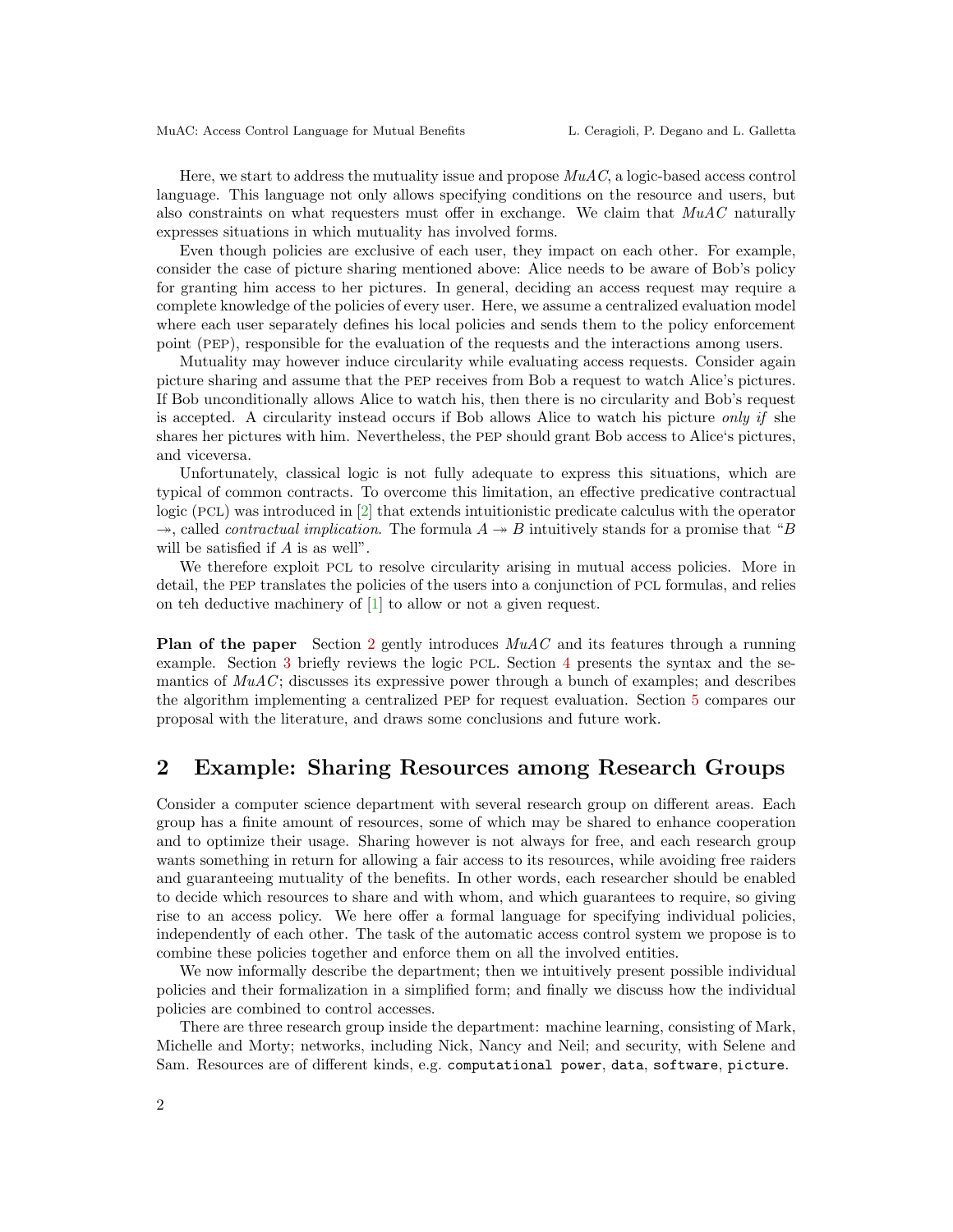Here, we start to address the mutuality issue and propose *MuAC*, a logic-based access control language. This language not only allows specifying conditions on the resource and users, but also constraints on what requesters must offer in exchange. We claim that *MuAC* naturally expresses situations in which mutuality has involved forms.

Even though policies are exclusive of each user, they impact on each other. For example, consider the case of picture sharing mentioned above: Alice needs to be aware of Bob's policy for granting him access to her pictures. In general, deciding an access request may require a complete knowledge of the policies of every user. Here, we assume a centralized evaluation model where each user separately defines his local policies and sends them to the policy enforcement point (PEP), responsible for the evaluation of the requests and the interactions among users.

Mutuality may however induce circularity while evaluating access requests. Consider again picture sharing and assume that the PEP receives from Bob a request to watch Alice's pictures. If Bob unconditionally allows Alice to watch his, then there is no circularity and Bob's request is accepted. A circularity instead occurs if Bob allows Alice to watch his picture *only if* she shares her pictures with him. Nevertheless, the PEP should grant Bob access to Alice's pictures, and viceversa.

Unfortunately, classical logic is not fully adequate to express this situations, which are typical of common contracts. To overcome this limitation, an effective predicative contractual logic (PCL) was introduced in [2] that extends intuitionistic predicate calculus with the operator $\twoheadrightarrow$, called *contractual implication*. The formula $A \twoheadrightarrow B$ intuitively stands for a promise that "$B$ will be satisfied if $A$ is as well".

We therefore exploit PCL to resolve circularity arising in mutual access policies. More in detail, the PEP translates the policies of the users into a conjunction of PCL formulas, and relies on teh deductive machinery of [1] to allow or not a given request.

**Plan of the paper** Section 2 gently introduces *MuAC* and its features through a running example. Section 3 briefly reviews the logic PCL. Section 4 presents the syntax and the semantics of *MuAC*; discusses its expressive power through a bunch of examples; and describes the algorithm implementing a centralized PEP for request evaluation. Section 5 compares our proposal with the literature, and draws some conclusions and future work.

## 2 Example: Sharing Resources among Research Groups

Consider a computer science department with several research group on different areas. Each group has a finite amount of resources, some of which may be shared to enhance cooperation and to optimize their usage. Sharing however is not always for free, and each research group wants something in return for allowing a fair access to its resources, while avoiding free raiders and guaranteeing mutuality of the benefits. In other words, each researcher should be enabled to decide which resources to share and with whom, and which guarantees to require, so giving rise to an access policy. We here offer a formal language for specifying individual policies, independently of each other. The task of the automatic access control system we propose is to combine these policies together and enforce them on all the involved entities.

We now informally describe the department; then we intuitively present possible individual policies and their formalization in a simplified form; and finally we discuss how the individual policies are combined to control accesses.

There are three research group inside the department: machine learning, consisting of Mark, Michelle and Morty; networks, including Nick, Nancy and Neil; and security, with Selene and Sam. Resources are of different kinds, e.g. `computational power`, `data`, `software`, `picture`.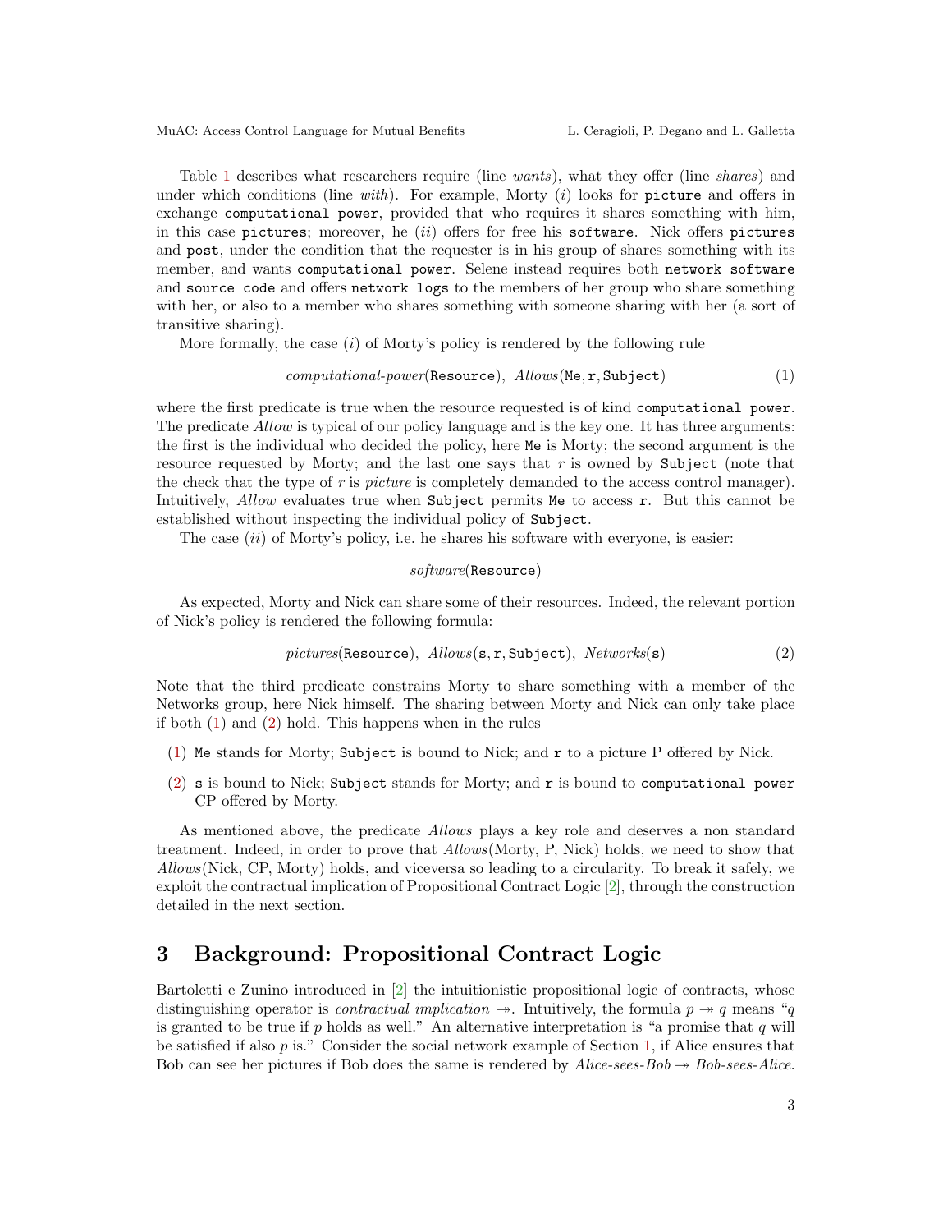Table 1 describes what researchers require (line *wants*), what they offer (line *shares*) and under which conditions (line *with*). For example, Morty (*i*) looks for `picture` and offers in exchange `computational power`, provided that who requires it shares something with him, in this case `pictures`; moreover, he (*ii*) offers for free his `software`. Nick offers `pictures` and `post`, under the condition that the requester is in his group of shares something with its member, and wants `computational power`. Selene instead requires both `network software` and `source code` and offers `network logs` to the members of her group who share something with her, or also to a member who shares something with someone sharing with her (a sort of transitive sharing).

More formally, the case (*i*) of Morty's policy is rendered by the following rule

$$\textit{computational-power}(\texttt{Resource}),\ \textit{Allows}(\texttt{Me}, \texttt{r}, \texttt{Subject}) \tag{1}$$

where the first predicate is true when the resource requested is of kind `computational power`. The predicate *Allow* is typical of our policy language and is the key one. It has three arguments: the first is the individual who decided the policy, here `Me` is Morty; the second argument is the resource requested by Morty; and the last one says that $r$ is owned by `Subject` (note that the check that the type of $r$ is *picture* is completely demanded to the access control manager). Intuitively, *Allow* evaluates true when `Subject` permits `Me` to access `r`. But this cannot be established without inspecting the individual policy of `Subject`.

The case (*ii*) of Morty's policy, i.e. he shares his software with everyone, is easier:

$$\textit{software}(\texttt{Resource})$$

As expected, Morty and Nick can share some of their resources. Indeed, the relevant portion of Nick's policy is rendered the following formula:

$$\textit{pictures}(\texttt{Resource}),\ \textit{Allows}(\texttt{s}, \texttt{r}, \texttt{Subject}),\ \textit{Networks}(\texttt{s}) \tag{2}$$

Note that the third predicate constrains Morty to share something with a member of the Networks group, here Nick himself. The sharing between Morty and Nick can only take place if both (1) and (2) hold. This happens when in the rules

(1) `Me` stands for Morty; `Subject` is bound to Nick; and `r` to a picture P offered by Nick.

(2) `s` is bound to Nick; `Subject` stands for Morty; and `r` is bound to `computational power` CP offered by Morty.

As mentioned above, the predicate *Allows* plays a key role and deserves a non standard treatment. Indeed, in order to prove that *Allows*(Morty, P, Nick) holds, we need to show that *Allows*(Nick, CP, Morty) holds, and viceversa so leading to a circularity. To break it safely, we exploit the contractual implication of Propositional Contract Logic [2], through the construction detailed in the next section.

## 3 Background: Propositional Contract Logic

Bartoletti e Zunino introduced in [2] the intuitionistic propositional logic of contracts, whose distinguishing operator is *contractual implication* $\twoheadrightarrow$. Intuitively, the formula $p \twoheadrightarrow q$ means "$q$ is granted to be true if $p$ holds as well." An alternative interpretation is "a promise that $q$ will be satisfied if also $p$ is." Consider the social network example of Section 1, if Alice ensures that Bob can see her pictures if Bob does the same is rendered by *Alice-sees-Bob* $\twoheadrightarrow$ *Bob-sees-Alice*.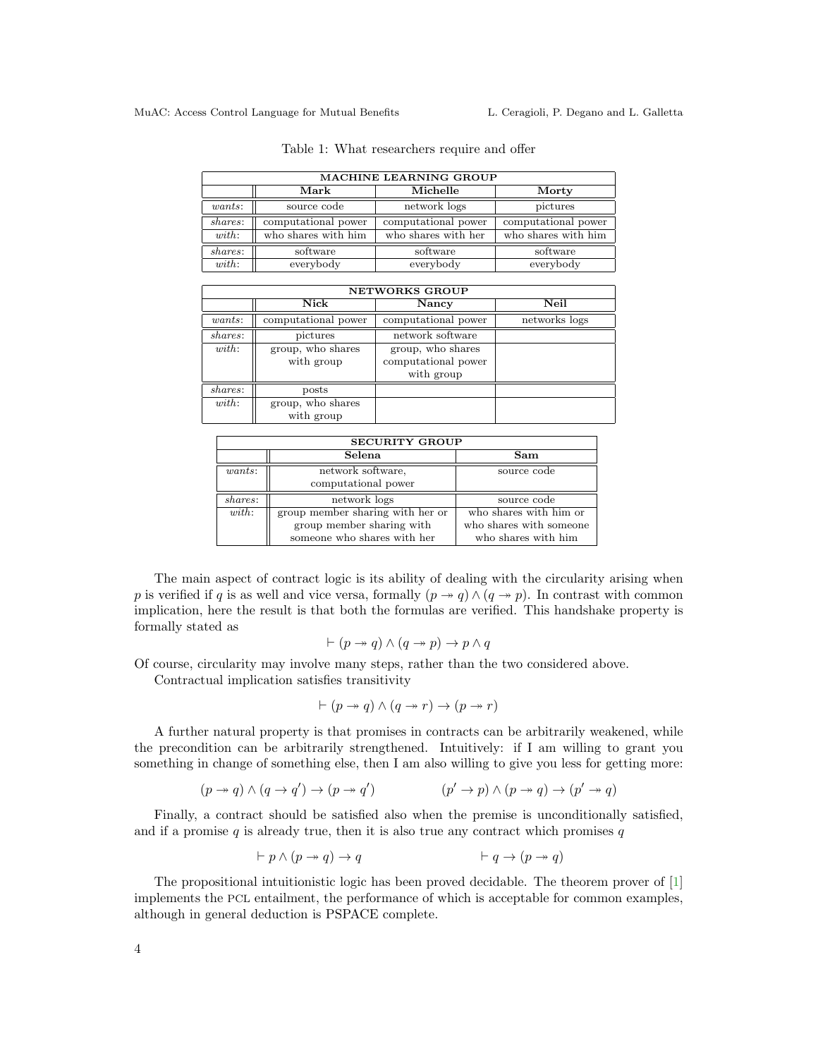Table 1: What researchers require and offer

| MACHINE LEARNING GROUP | | | |
|---|---|---|---|
| | **Mark** | **Michelle** | **Morty** |
| *wants*: | source code | network logs | pictures |
| *shares*: | computational power | computational power | computational power |
| *with*: | who shares with him | who shares with her | who shares with him |
| *shares*: | software | software | software |
| *with*: | everybody | everybody | everybody |

| NETWORKS GROUP | | | |
|---|---|---|---|
| | **Nick** | **Nancy** | **Neil** |
| *wants*: | computational power | computational power | networks logs |
| *shares*: | pictures | network software | |
| *with*: | group, who shares with group | group, who shares computational power with group | |
| *shares*: | posts | | |
| *with*: | group, who shares with group | | |

| SECURITY GROUP | | |
|---|---|---|
| | **Selena** | **Sam** |
| *wants*: | network software, computational power | source code |
| *shares*: | network logs | source code |
| *with*: | group member sharing with her or group member sharing with someone who shares with her | who shares with him or who shares with someone who shares with him |

The main aspect of contract logic is its ability of dealing with the circularity arising when $p$ is verified if $q$ is as well and vice versa, formally $(p \twoheadrightarrow q) \wedge (q \twoheadrightarrow p)$. In contrast with common implication, here the result is that both the formulas are verified. This handshake property is formally stated as

$$\vdash (p \twoheadrightarrow q) \wedge (q \twoheadrightarrow p) \rightarrow p \wedge q$$

Of course, circularity may involve many steps, rather than the two considered above.

Contractual implication satisfies transitivity

$$\vdash (p \twoheadrightarrow q) \wedge (q \twoheadrightarrow r) \rightarrow (p \twoheadrightarrow r)$$

A further natural property is that promises in contracts can be arbitrarily weakened, while the precondition can be arbitrarily strengthened. Intuitively: if I am willing to grant you something in change of something else, then I am also willing to give you less for getting more:

$$(p \twoheadrightarrow q) \wedge (q \rightarrow q') \rightarrow (p \twoheadrightarrow q') \qquad\qquad (p' \rightarrow p) \wedge (p \twoheadrightarrow q) \rightarrow (p' \twoheadrightarrow q)$$

Finally, a contract should be satisfied also when the premise is unconditionally satisfied, and if a promise $q$ is already true, then it is also true any contract which promises $q$

$$\vdash p \wedge (p \twoheadrightarrow q) \rightarrow q \qquad\qquad \vdash q \rightarrow (p \twoheadrightarrow q)$$

The propositional intuitionistic logic has been proved decidable. The theorem prover of [1] implements the PCL entailment, the performance of which is acceptable for common examples, although in general deduction is PSPACE complete.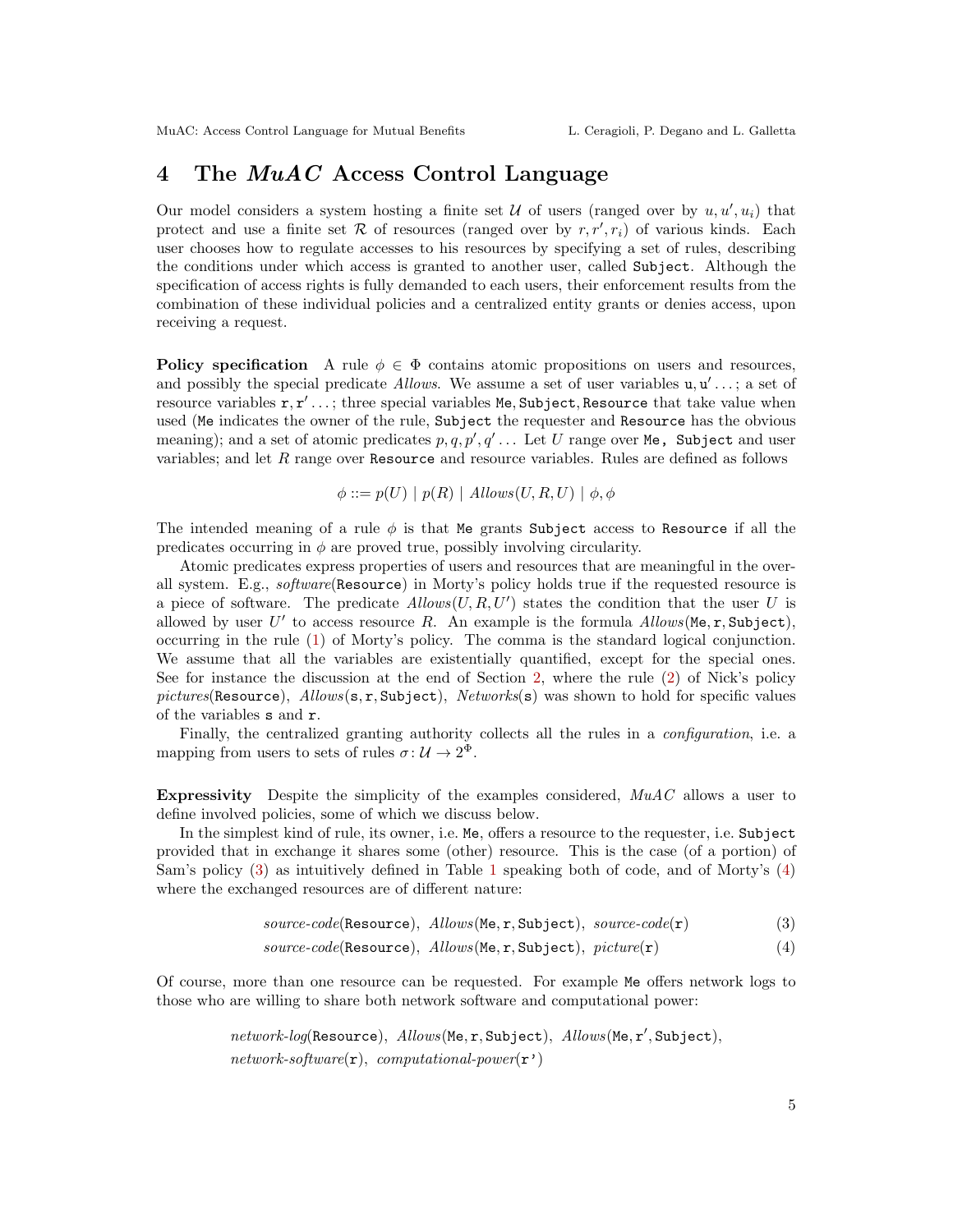## 4 The *MuAC* Access Control Language

Our model considers a system hosting a finite set $\mathcal{U}$ of users (ranged over by $u, u', u_i$) that protect and use a finite set $\mathcal{R}$ of resources (ranged over by $r, r', r_i$) of various kinds. Each user chooses how to regulate accesses to his resources by specifying a set of rules, describing the conditions under which access is granted to another user, called `Subject`. Although the specification of access rights is fully demanded to each users, their enforcement results from the combination of these individual policies and a centralized entity grants or denies access, upon receiving a request.

**Policy specification** A rule $\phi \in \Phi$ contains atomic propositions on users and resources, and possibly the special predicate *Allows*. We assume a set of user variables $\mathtt{u}, \mathtt{u}' \ldots$; a set of resource variables $\mathtt{r}, \mathtt{r}' \ldots$; three special variables `Me`, `Subject`, `Resource` that take value when used (`Me` indicates the owner of the rule, `Subject` the requester and `Resource` has the obvious meaning); and a set of atomic predicates $p, q, p', q' \ldots$ Let $U$ range over `Me`, `Subject` and user variables; and let $R$ range over `Resource` and resource variables. Rules are defined as follows

$$\phi ::= p(U) \mid p(R) \mid \mathit{Allows}(U, R, U) \mid \phi, \phi$$

The intended meaning of a rule $\phi$ is that `Me` grants `Subject` access to `Resource` if all the predicates occurring in $\phi$ are proved true, possibly involving circularity.

Atomic predicates express properties of users and resources that are meaningful in the overall system. E.g., *software*(`Resource`) in Morty's policy holds true if the requested resource is a piece of software. The predicate $\mathit{Allows}(U, R, U')$ states the condition that the user $U$ is allowed by user $U'$ to access resource $R$. An example is the formula $\mathit{Allows}(\mathtt{Me}, \mathtt{r}, \mathtt{Subject})$, occurring in the rule (1) of Morty's policy. The comma is the standard logical conjunction. We assume that all the variables are existentially quantified, except for the special ones. See for instance the discussion at the end of Section 2, where the rule (2) of Nick's policy *pictures*(`Resource`), *Allows*(`s`, `r`, `Subject`), *Networks*(`s`) was shown to hold for specific values of the variables `s` and `r`.

Finally, the centralized granting authority collects all the rules in a *configuration*, i.e. a mapping from users to sets of rules $\sigma : \mathcal{U} \to 2^{\Phi}$.

**Expressivity** Despite the simplicity of the examples considered, *MuAC* allows a user to define involved policies, some of which we discuss below.

In the simplest kind of rule, its owner, i.e. `Me`, offers a resource to the requester, i.e. `Subject` provided that in exchange it shares some (other) resource. This is the case (of a portion) of Sam's policy (3) as intuitively defined in Table 1 speaking both of code, and of Morty's (4) where the exchanged resources are of different nature:

$$\mathit{source\text{-}code}(\mathtt{Resource}),\ \mathit{Allows}(\mathtt{Me}, \mathtt{r}, \mathtt{Subject}),\ \mathit{source\text{-}code}(\mathtt{r}) \tag{3}$$

$$\mathit{source\text{-}code}(\mathtt{Resource}),\ \mathit{Allows}(\mathtt{Me}, \mathtt{r}, \mathtt{Subject}),\ \mathit{picture}(\mathtt{r}) \tag{4}$$

Of course, more than one resource can be requested. For example `Me` offers network logs to those who are willing to share both network software and computational power:

$$\mathit{network\text{-}log}(\mathtt{Resource}),\ \mathit{Allows}(\mathtt{Me}, \mathtt{r}, \mathtt{Subject}),\ \mathit{Allows}(\mathtt{Me}, \mathtt{r}', \mathtt{Subject}),$$
$$\mathit{network\text{-}software}(\mathtt{r}),\ \mathit{computational\text{-}power}(\mathtt{r'})$$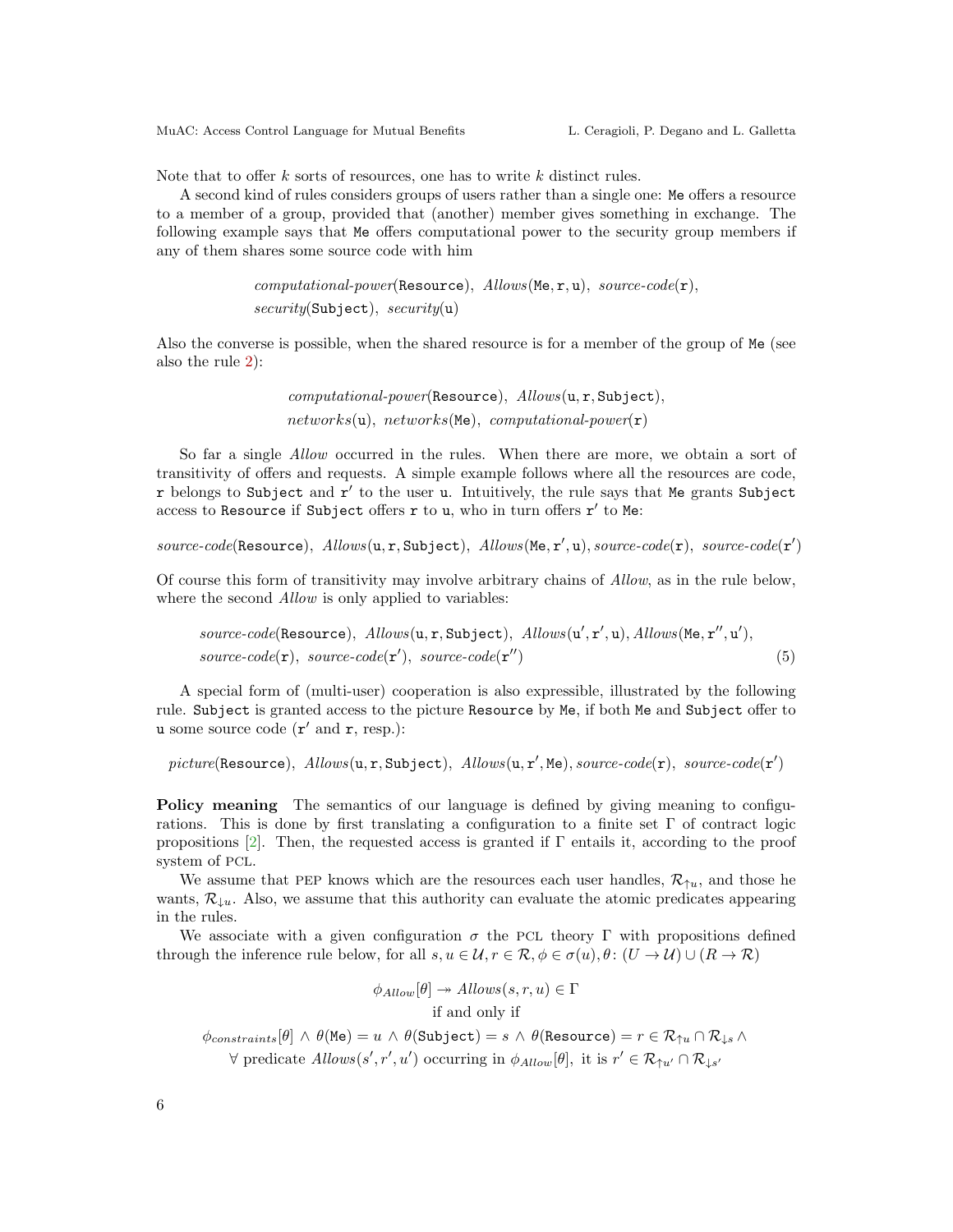Note that to offer $k$ sorts of resources, one has to write $k$ distinct rules.

A second kind of rules considers groups of users rather than a single one: `Me` offers a resource to a member of a group, provided that (another) member gives something in exchange. The following example says that `Me` offers computational power to the security group members if any of them shares some source code with him

$$\textit{computational-power}(\texttt{Resource}),\ \textit{Allows}(\texttt{Me},\texttt{r},\texttt{u}),\ \textit{source-code}(\texttt{r}),$$
$$\textit{security}(\texttt{Subject}),\ \textit{security}(\texttt{u})$$

Also the converse is possible, when the shared resource is for a member of the group of `Me` (see also the rule 2):

$$\textit{computational-power}(\texttt{Resource}),\ \textit{Allows}(\texttt{u},\texttt{r},\texttt{Subject}),$$
$$\textit{networks}(\texttt{u}),\ \textit{networks}(\texttt{Me}),\ \textit{computational-power}(\texttt{r})$$

So far a single *Allow* occurred in the rules. When there are more, we obtain a sort of transitivity of offers and requests. A simple example follows where all the resources are code, `r` belongs to `Subject` and $\texttt{r}'$ to the user `u`. Intuitively, the rule says that `Me` grants `Subject` access to `Resource` if `Subject` offers `r` to `u`, who in turn offers $\texttt{r}'$ to `Me`:

$$\textit{source-code}(\texttt{Resource}),\ \textit{Allows}(\texttt{u},\texttt{r},\texttt{Subject}),\ \textit{Allows}(\texttt{Me},\texttt{r}',\texttt{u}), \textit{source-code}(\texttt{r}),\ \textit{source-code}(\texttt{r}')$$

Of course this form of transitivity may involve arbitrary chains of *Allow*, as in the rule below, where the second *Allow* is only applied to variables:

$$\begin{aligned}&\textit{source-code}(\texttt{Resource}),\ \textit{Allows}(\texttt{u},\texttt{r},\texttt{Subject}),\ \textit{Allows}(\texttt{u}',\texttt{r}',\texttt{u}), \textit{Allows}(\texttt{Me},\texttt{r}'',\texttt{u}'),\\ &\textit{source-code}(\texttt{r}),\ \textit{source-code}(\texttt{r}'),\ \textit{source-code}(\texttt{r}'')\end{aligned} \tag{5}$$

A special form of (multi-user) cooperation is also expressible, illustrated by the following rule. `Subject` is granted access to the picture `Resource` by `Me`, if both `Me` and `Subject` offer to `u` some source code ($\texttt{r}'$ and `r`, resp.):

$$\textit{picture}(\texttt{Resource}),\ \textit{Allows}(\texttt{u},\texttt{r},\texttt{Subject}),\ \textit{Allows}(\texttt{u},\texttt{r}',\texttt{Me}), \textit{source-code}(\texttt{r}),\ \textit{source-code}(\texttt{r}')$$

**Policy meaning** The semantics of our language is defined by giving meaning to configurations. This is done by first translating a configuration to a finite set $\Gamma$ of contract logic propositions [2]. Then, the requested access is granted if $\Gamma$ entails it, according to the proof system of PCL.

We assume that PEP knows which are the resources each user handles, $\mathcal{R}_{\uparrow u}$, and those he wants, $\mathcal{R}_{\downarrow u}$. Also, we assume that this authority can evaluate the atomic predicates appearing in the rules.

We associate with a given configuration $\sigma$ the PCL theory $\Gamma$ with propositions defined through the inference rule below, for all $s, u \in \mathcal{U}, r \in \mathcal{R}, \phi \in \sigma(u), \theta\colon (U \to \mathcal{U}) \cup (R \to \mathcal{R})$

$$\phi_{Allow}[\theta] \twoheadrightarrow Allows(s, r, u) \in \Gamma$$
$$\text{if and only if}$$
$$\phi_{constraints}[\theta] \wedge \theta(\texttt{Me}) = u \wedge \theta(\texttt{Subject}) = s \wedge \theta(\texttt{Resource}) = r \in \mathcal{R}_{\uparrow u} \cap \mathcal{R}_{\downarrow s} \wedge$$
$$\forall \text{ predicate } Allows(s', r', u') \text{ occurring in } \phi_{Allow}[\theta], \text{ it is } r' \in \mathcal{R}_{\uparrow u'} \cap \mathcal{R}_{\downarrow s'}$$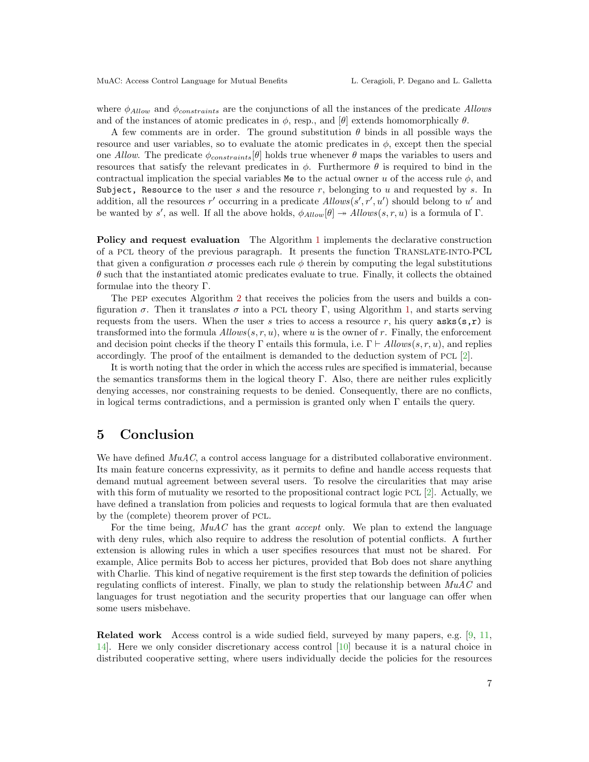where $\phi_{Allow}$ and $\phi_{constraints}$ are the conjunctions of all the instances of the predicate *Allows* and of the instances of atomic predicates in $\phi$, resp., and $[\theta]$ extends homomorphically $\theta$.

A few comments are in order. The ground substitution $\theta$ binds in all possible ways the resource and user variables, so to evaluate the atomic predicates in $\phi$, except then the special one *Allow*. The predicate $\phi_{constraints}[\theta]$ holds true whenever $\theta$ maps the variables to users and resources that satisfy the relevant predicates in $\phi$. Furthermore $\theta$ is required to bind in the contractual implication the special variables `Me` to the actual owner $u$ of the access rule $\phi$, and `Subject, Resource` to the user $s$ and the resource $r$, belonging to $u$ and requested by $s$. In addition, all the resources $r'$ occurring in a predicate $Allows(s', r', u')$ should belong to $u'$ and be wanted by $s'$, as well. If all the above holds, $\phi_{Allow}[\theta] \twoheadrightarrow Allows(s, r, u)$ is a formula of $\Gamma$.

**Policy and request evaluation** The Algorithm 1 implements the declarative construction of a PCL theory of the previous paragraph. It presents the function TRANSLATE-INTO-PCL that given a configuration $\sigma$ processes each rule $\phi$ therein by computing the legal substitutions $\theta$ such that the instantiated atomic predicates evaluate to true. Finally, it collects the obtained formulae into the theory $\Gamma$.

The PEP executes Algorithm 2 that receives the policies from the users and builds a configuration $\sigma$. Then it translates $\sigma$ into a PCL theory $\Gamma$, using Algorithm 1, and starts serving requests from the users. When the user $s$ tries to access a resource $r$, his query `asks(s,r)` is transformed into the formula $Allows(s, r, u)$, where $u$ is the owner of $r$. Finally, the enforcement and decision point checks if the theory $\Gamma$ entails this formula, i.e. $\Gamma \vdash Allows(s, r, u)$, and replies accordingly. The proof of the entailment is demanded to the deduction system of PCL [2].

It is worth noting that the order in which the access rules are specified is immaterial, because the semantics transforms them in the logical theory $\Gamma$. Also, there are neither rules explicitly denying accesses, nor constraining requests to be denied. Consequently, there are no conflicts, in logical terms contradictions, and a permission is granted only when $\Gamma$ entails the query.

## 5 Conclusion

We have defined *MuAC*, a control access language for a distributed collaborative environment. Its main feature concerns expressivity, as it permits to define and handle access requests that demand mutual agreement between several users. To resolve the circularities that may arise with this form of mutuality we resorted to the propositional contract logic PCL [2]. Actually, we have defined a translation from policies and requests to logical formula that are then evaluated by the (complete) theorem prover of PCL.

For the time being, *MuAC* has the grant *accept* only. We plan to extend the language with deny rules, which also require to address the resolution of potential conflicts. A further extension is allowing rules in which a user specifies resources that must not be shared. For example, Alice permits Bob to access her pictures, provided that Bob does not share anything with Charlie. This kind of negative requirement is the first step towards the definition of policies regulating conflicts of interest. Finally, we plan to study the relationship between *MuAC* and languages for trust negotiation and the security properties that our language can offer when some users misbehave.

**Related work** Access control is a wide sudied field, surveyed by many papers, e.g. [9, 11, 14]. Here we only consider discretionary access control [10] because it is a natural choice in distributed cooperative setting, where users individually decide the policies for the resources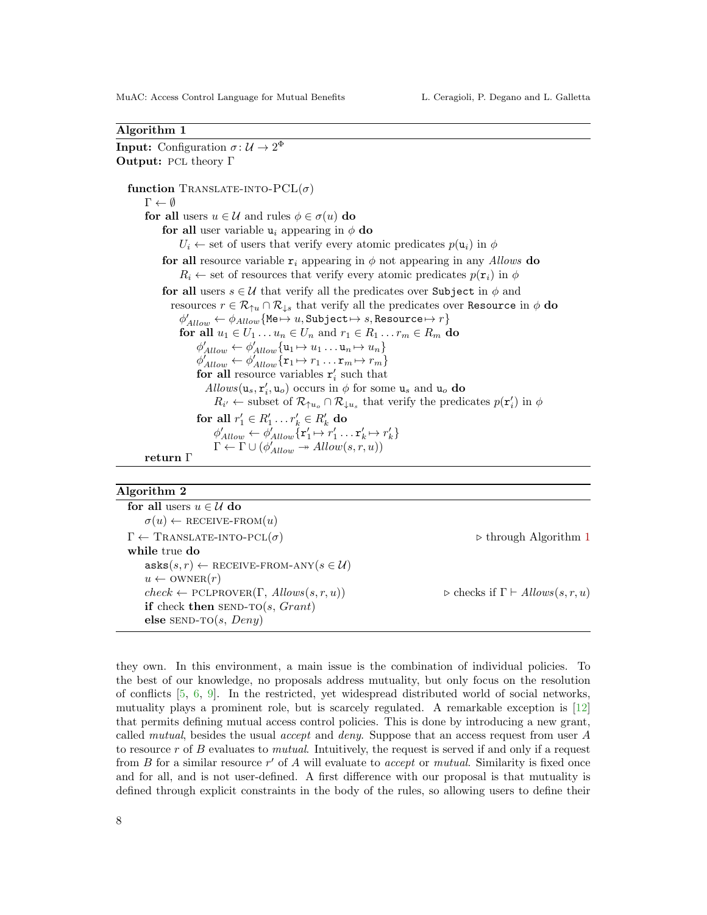**Algorithm 1**

**Input:** Configuration $\sigma : \mathcal{U} \to 2^{\Phi}$
**Output:** PCL theory $\Gamma$

```
function TRANSLATE-INTO-PCL(σ)
    Γ ← ∅
    for all users u ∈ U and rules φ ∈ σ(u) do
        for all user variable u_i appearing in φ do
            U_i ← set of users that verify every atomic predicates p(u_i) in φ
        for all resource variable r_i appearing in φ not appearing in any Allows do
            R_i ← set of resources that verify every atomic predicates p(r_i) in φ
        for all users s ∈ U that verify all the predicates over Subject in φ and
          resources r ∈ R_↑u ∩ R_↓s that verify all the predicates over Resource in φ do
            φ'_Allow ← φ_Allow{Me ↦ u, Subject ↦ s, Resource ↦ r}
            for all u_1 ∈ U_1 ... u_n ∈ U_n and r_1 ∈ R_1 ... r_m ∈ R_m do
                φ'_Allow ← φ'_Allow{u_1 ↦ u_1 ... u_n ↦ u_n}
                φ'_Allow ← φ'_Allow{r_1 ↦ r_1 ... r_m ↦ r_m}
                for all resource variables r'_i such that
                  Allows(u_s, r'_i, u_o) occurs in φ for some u_s and u_o do
                    R_i' ← subset of R_↑u_o ∩ R_↓u_s that verify the predicates p(r'_i) in φ
                for all r'_1 ∈ R'_1 ... r'_k ∈ R'_k do
                    φ'_Allow ← φ'_Allow{r'_1 ↦ r'_1 ... r'_k ↦ r'_k}
                    Γ ← Γ ∪ (φ'_Allow ↠ Allow(s, r, u))
    return Γ
```

**Algorithm 2**

```
for all users u ∈ U do
    σ(u) ← RECEIVE-FROM(u)
Γ ← TRANSLATE-INTO-PCL(σ)                          ▷ through Algorithm 1
while true do
    asks(s, r) ← RECEIVE-FROM-ANY(s ∈ U)
    u ← OWNER(r)
    check ← PCLPROVER(Γ, Allows(s, r, u))          ▷ checks if Γ ⊢ Allows(s, r, u)
    if check then SEND-TO(s, Grant)
    else SEND-TO(s, Deny)
```

they own. In this environment, a main issue is the combination of individual policies. To the best of our knowledge, no proposals address mutuality, but only focus on the resolution of conflicts [5, 6, 9]. In the restricted, yet widespread distributed world of social networks, mutuality plays a prominent role, but is scarcely regulated. A remarkable exception is [12] that permits defining mutual access control policies. This is done by introducing a new grant, called *mutual*, besides the usual *accept* and *deny*. Suppose that an access request from user $A$ to resource $r$ of $B$ evaluates to *mutual*. Intuitively, the request is served if and only if a request from $B$ for a similar resource $r'$ of $A$ will evaluate to *accept* or *mutual*. Similarity is fixed once and for all, and is not user-defined. A first difference with our proposal is that mutuality is defined through explicit constraints in the body of the rules, so allowing users to define their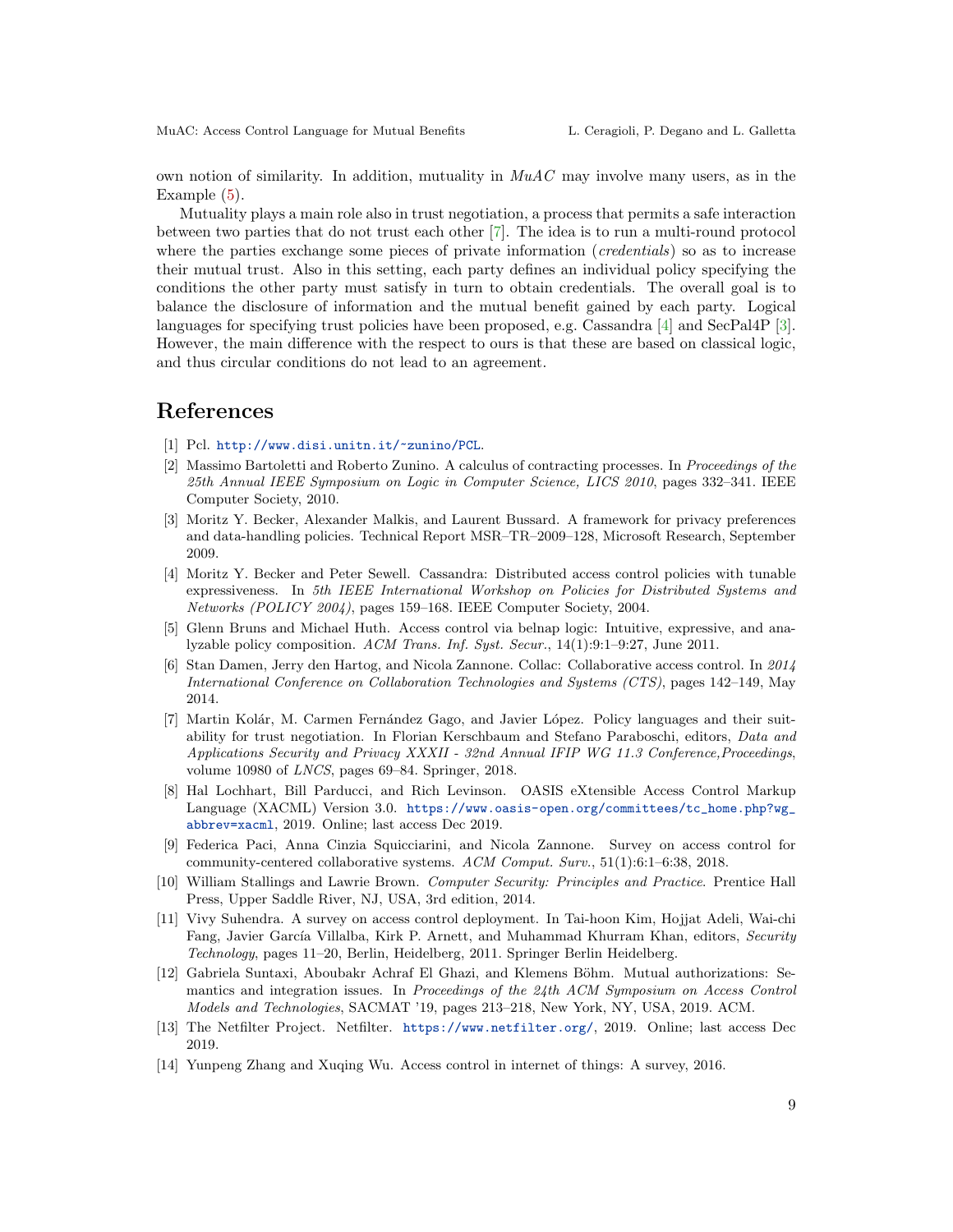own notion of similarity. In addition, mutuality in *MuAC* may involve many users, as in the Example (5).

Mutuality plays a main role also in trust negotiation, a process that permits a safe interaction between two parties that do not trust each other [7]. The idea is to run a multi-round protocol where the parties exchange some pieces of private information (*credentials*) so as to increase their mutual trust. Also in this setting, each party defines an individual policy specifying the conditions the other party must satisfy in turn to obtain credentials. The overall goal is to balance the disclosure of information and the mutual benefit gained by each party. Logical languages for specifying trust policies have been proposed, e.g. Cassandra [4] and SecPal4P [3]. However, the main difference with the respect to ours is that these are based on classical logic, and thus circular conditions do not lead to an agreement.

# References

[1] Pcl. http://www.disi.unitn.it/~zunino/PCL.

[2] Massimo Bartoletti and Roberto Zunino. A calculus of contracting processes. In *Proceedings of the 25th Annual IEEE Symposium on Logic in Computer Science, LICS 2010*, pages 332–341. IEEE Computer Society, 2010.

[3] Moritz Y. Becker, Alexander Malkis, and Laurent Bussard. A framework for privacy preferences and data-handling policies. Technical Report MSR–TR–2009–128, Microsoft Research, September 2009.

[4] Moritz Y. Becker and Peter Sewell. Cassandra: Distributed access control policies with tunable expressiveness. In *5th IEEE International Workshop on Policies for Distributed Systems and Networks (POLICY 2004)*, pages 159–168. IEEE Computer Society, 2004.

[5] Glenn Bruns and Michael Huth. Access control via belnap logic: Intuitive, expressive, and analyzable policy composition. *ACM Trans. Inf. Syst. Secur.*, 14(1):9:1–9:27, June 2011.

[6] Stan Damen, Jerry den Hartog, and Nicola Zannone. Collac: Collaborative access control. In *2014 International Conference on Collaboration Technologies and Systems (CTS)*, pages 142–149, May 2014.

[7] Martin Kolár, M. Carmen Fernández Gago, and Javier López. Policy languages and their suitability for trust negotiation. In Florian Kerschbaum and Stefano Paraboschi, editors, *Data and Applications Security and Privacy XXXII - 32nd Annual IFIP WG 11.3 Conference,Proceedings*, volume 10980 of *LNCS*, pages 69–84. Springer, 2018.

[8] Hal Lochhart, Bill Parducci, and Rich Levinson. OASIS eXtensible Access Control Markup Language (XACML) Version 3.0. https://www.oasis-open.org/committees/tc_home.php?wg_abbrev=xacml, 2019. Online; last access Dec 2019.

[9] Federica Paci, Anna Cinzia Squicciarini, and Nicola Zannone. Survey on access control for community-centered collaborative systems. *ACM Comput. Surv.*, 51(1):6:1–6:38, 2018.

[10] William Stallings and Lawrie Brown. *Computer Security: Principles and Practice*. Prentice Hall Press, Upper Saddle River, NJ, USA, 3rd edition, 2014.

[11] Vivy Suhendra. A survey on access control deployment. In Tai-hoon Kim, Hojjat Adeli, Wai-chi Fang, Javier García Villalba, Kirk P. Arnett, and Muhammad Khurram Khan, editors, *Security Technology*, pages 11–20, Berlin, Heidelberg, 2011. Springer Berlin Heidelberg.

[12] Gabriela Suntaxi, Aboubakr Achraf El Ghazi, and Klemens Böhm. Mutual authorizations: Semantics and integration issues. In *Proceedings of the 24th ACM Symposium on Access Control Models and Technologies*, SACMAT '19, pages 213–218, New York, NY, USA, 2019. ACM.

[13] The Netfilter Project. Netfilter. https://www.netfilter.org/, 2019. Online; last access Dec 2019.

[14] Yunpeng Zhang and Xuqing Wu. Access control in internet of things: A survey, 2016.